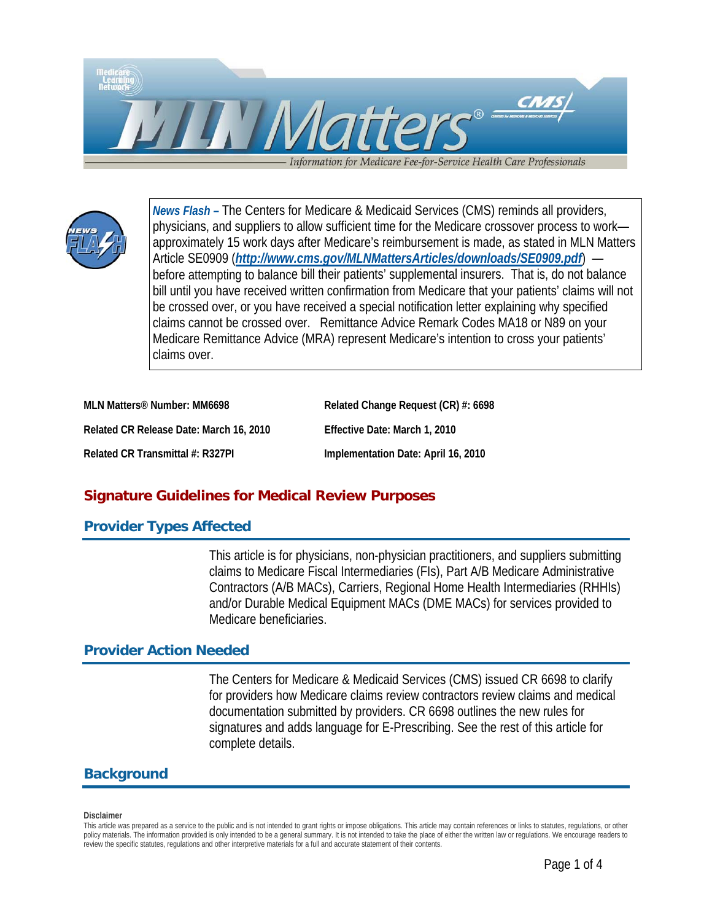*News Flash* – The Centers for Medicare & Medicaid Services (CMS) reminds all providers, physicians, and suppliers to allow sufficient time for the Medicare crossover process to work—approximately 15 work days after Medicare's reimbursement is made, as stated in MLN Matters Article SE0909 (*http://www.cms.gov/MLNMattersArticles/downloads/SE0909.pdf*) — before attempting to balance bill their patients' supplemental insurers. That is, do not balance bill until you have received written confirmation from Medicare that your patients' claims will not be crossed over, or you have received a special notification letter explaining why specified claims cannot be crossed over. Remittance Advice Remark Codes MA18 or N89 on your Medicare Remittance Advice (MRA) represent Medicare's intention to cross your patients' claims over.

**MLN Matters® Number: MM6698** | **Related Change Request (CR) #: 6698**

**Related CR Release Date: March 16, 2010** | **Effective Date: March 1, 2010**

**Related CR Transmittal #: R327PI** | **Implementation Date: April 16, 2010**

# Signature Guidelines for Medical Review Purposes

## Provider Types Affected

This article is for physicians, non-physician practitioners, and suppliers submitting claims to Medicare Fiscal Intermediaries (FIs), Part A/B Medicare Administrative Contractors (A/B MACs), Carriers, Regional Home Health Intermediaries (RHHIs) and/or Durable Medical Equipment MACs (DME MACs) for services provided to Medicare beneficiaries.

## Provider Action Needed

The Centers for Medicare & Medicaid Services (CMS) issued CR 6698 to clarify for providers how Medicare claims review contractors review claims and medical documentation submitted by providers. CR 6698 outlines the new rules for signatures and adds language for E-Prescribing. See the rest of this article for complete details.

## Background

**Disclaimer**

This article was prepared as a service to the public and is not intended to grant rights or impose obligations. This article may contain references or links to statutes, regulations, or other policy materials. The information provided is only intended to be a general summary. It is not intended to take the place of either the written law or regulations. We encourage readers to review the specific statutes, regulations and other interpretive materials for a full and accurate statement of their contents.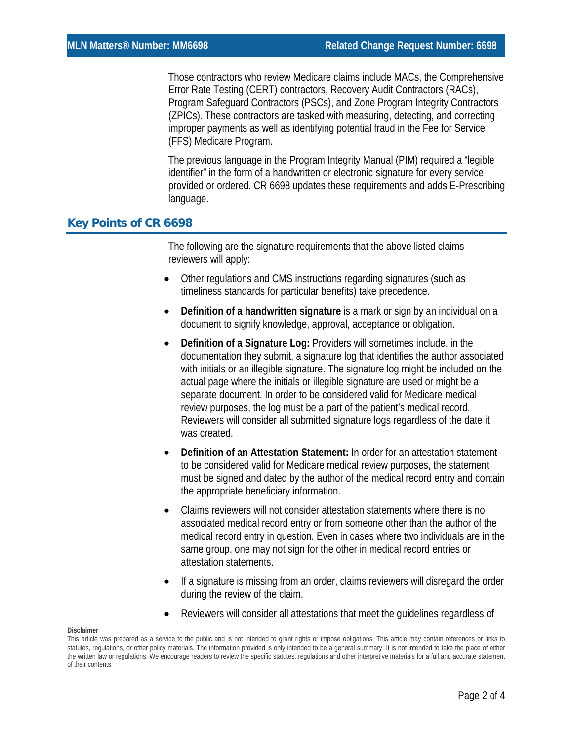Those contractors who review Medicare claims include MACs, the Comprehensive Error Rate Testing (CERT) contractors, Recovery Audit Contractors (RACs), Program Safeguard Contractors (PSCs), and Zone Program Integrity Contractors (ZPICs). These contractors are tasked with measuring, detecting, and correcting improper payments as well as identifying potential fraud in the Fee for Service (FFS) Medicare Program.

The previous language in the Program Integrity Manual (PIM) required a "legible identifier" in the form of a handwritten or electronic signature for every service provided or ordered. CR 6698 updates these requirements and adds E-Prescribing language.

## Key Points of CR 6698

The following are the signature requirements that the above listed claims reviewers will apply:

- Other regulations and CMS instructions regarding signatures (such as timeliness standards for particular benefits) take precedence.
- **Definition of a handwritten signature** is a mark or sign by an individual on a document to signify knowledge, approval, acceptance or obligation.
- **Definition of a Signature Log:** Providers will sometimes include, in the documentation they submit, a signature log that identifies the author associated with initials or an illegible signature. The signature log might be included on the actual page where the initials or illegible signature are used or might be a separate document. In order to be considered valid for Medicare medical review purposes, the log must be a part of the patient's medical record. Reviewers will consider all submitted signature logs regardless of the date it was created.
- **Definition of an Attestation Statement:** In order for an attestation statement to be considered valid for Medicare medical review purposes, the statement must be signed and dated by the author of the medical record entry and contain the appropriate beneficiary information.
- Claims reviewers will not consider attestation statements where there is no associated medical record entry or from someone other than the author of the medical record entry in question. Even in cases where two individuals are in the same group, one may not sign for the other in medical record entries or attestation statements.
- If a signature is missing from an order, claims reviewers will disregard the order during the review of the claim.
- Reviewers will consider all attestations that meet the guidelines regardless of

**Disclaimer**

This article was prepared as a service to the public and is not intended to grant rights or impose obligations. This article may contain references or links to statutes, regulations, or other policy materials. The information provided is only intended to be a general summary. It is not intended to take the place of either the written law or regulations. We encourage readers to review the specific statutes, regulations and other interpretive materials for a full and accurate statement of their contents.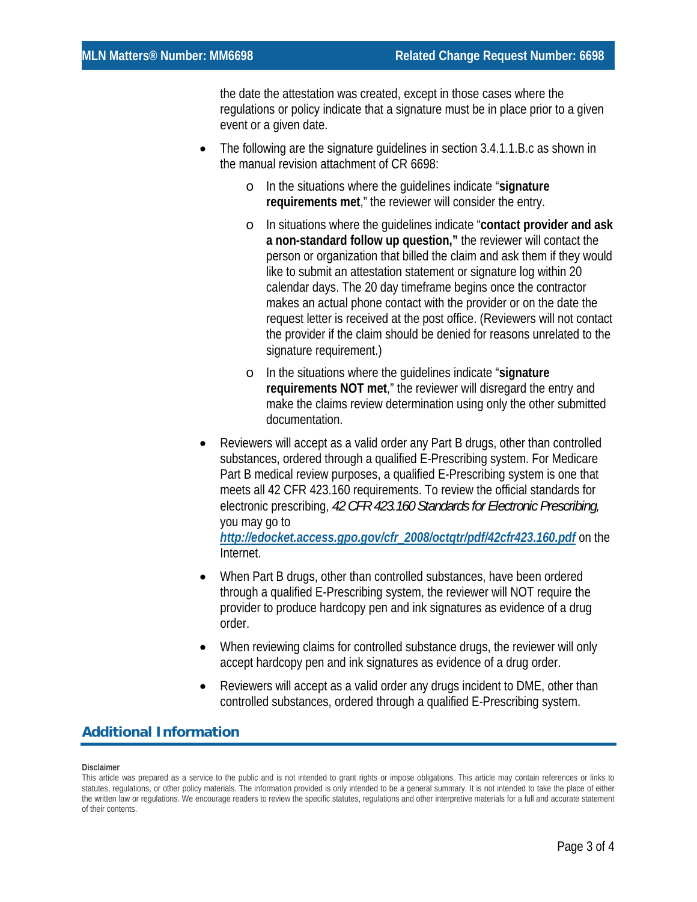the date the attestation was created, except in those cases where the regulations or policy indicate that a signature must be in place prior to a given event or a given date.

- The following are the signature guidelines in section 3.4.1.1.B.c as shown in the manual revision attachment of CR 6698:
  - In the situations where the guidelines indicate "**signature requirements met**," the reviewer will consider the entry.
  - In situations where the guidelines indicate "**contact provider and ask a non-standard follow up question,"** the reviewer will contact the person or organization that billed the claim and ask them if they would like to submit an attestation statement or signature log within 20 calendar days. The 20 day timeframe begins once the contractor makes an actual phone contact with the provider or on the date the request letter is received at the post office. (Reviewers will not contact the provider if the claim should be denied for reasons unrelated to the signature requirement.)
  - In the situations where the guidelines indicate "**signature requirements NOT met**," the reviewer will disregard the entry and make the claims review determination using only the other submitted documentation.
- Reviewers will accept as a valid order any Part B drugs, other than controlled substances, ordered through a qualified E-Prescribing system. For Medicare Part B medical review purposes, a qualified E-Prescribing system is one that meets all 42 CFR 423.160 requirements. To review the official standards for electronic prescribing, *42 CFR 423.160 Standards for Electronic Prescribing,* you may go to ***http://edocket.access.gpo.gov/cfr_2008/octqtr/pdf/42cfr423.160.pdf*** on the Internet.
- When Part B drugs, other than controlled substances, have been ordered through a qualified E-Prescribing system, the reviewer will NOT require the provider to produce hardcopy pen and ink signatures as evidence of a drug order.
- When reviewing claims for controlled substance drugs, the reviewer will only accept hardcopy pen and ink signatures as evidence of a drug order.
- Reviewers will accept as a valid order any drugs incident to DME, other than controlled substances, ordered through a qualified E-Prescribing system.

## Additional Information

**Disclaimer**

This article was prepared as a service to the public and is not intended to grant rights or impose obligations. This article may contain references or links to statutes, regulations, or other policy materials. The information provided is only intended to be a general summary. It is not intended to take the place of either the written law or regulations. We encourage readers to review the specific statutes, regulations and other interpretive materials for a full and accurate statement of their contents.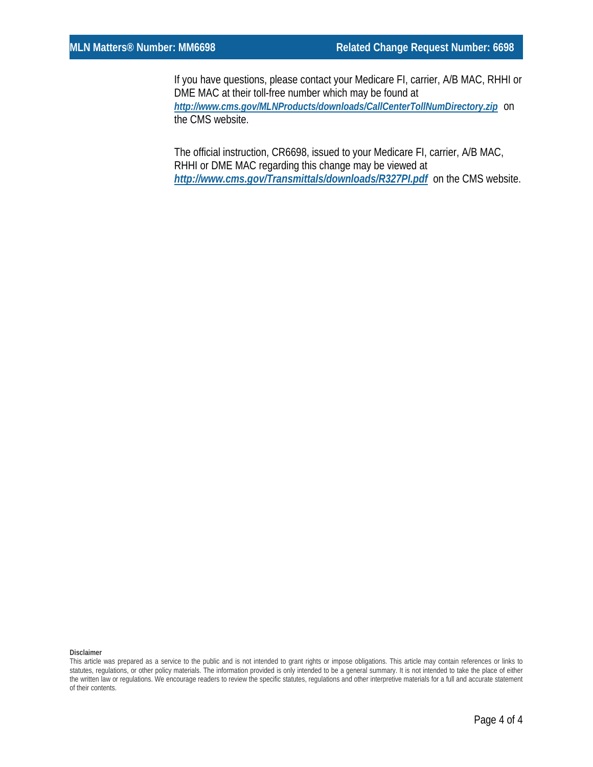If you have questions, please contact your Medicare FI, carrier, A/B MAC, RHHI or DME MAC at their toll-free number which may be found at ***http://www.cms.gov/MLNProducts/downloads/CallCenterTollNumDirectory.zip*** on the CMS website.

The official instruction, CR6698, issued to your Medicare FI, carrier, A/B MAC, RHHI or DME MAC regarding this change may be viewed at ***http://www.cms.gov/Transmittals/downloads/R327PI.pdf*** on the CMS website.

**Disclaimer**

This article was prepared as a service to the public and is not intended to grant rights or impose obligations. This article may contain references or links to statutes, regulations, or other policy materials. The information provided is only intended to be a general summary. It is not intended to take the place of either the written law or regulations. We encourage readers to review the specific statutes, regulations and other interpretive materials for a full and accurate statement of their contents.